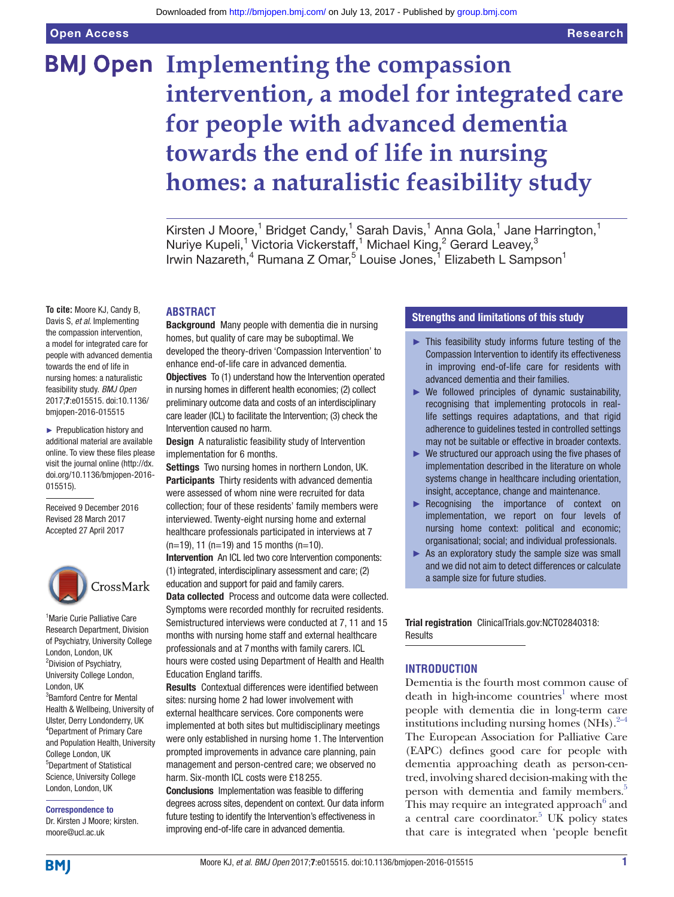# Implementing the compassion intervention, a model for integrated care for people with advanced dementia towards the end of life in nursing homes: a naturalistic feasibility study

Kirsten J Moore,[1] Bridget Candy,[1] Sarah Davis,[1] Anna Gola,[1] Jane Harrington,[1] Nuriye Kupeli,[1] Victoria Vickerstaff,[1] Michael King,[2] Gerard Leavey,[3] Irwin Nazareth,[4] Rumana Z Omar,[5] Louise Jones,[1] Elizabeth L Sampson[1]

**To cite:** Moore KJ, Candy B, Davis S, *et al*. Implementing the compassion intervention, a model for integrated care for people with advanced dementia towards the end of life in nursing homes: a naturalistic feasibility study. *BMJ Open* 2017;**7**:e015515. doi:10.1136/bmjopen-2016-015515

► Prepublication history and additional material are available online. To view these files please visit the journal online (http://dx.doi.org/10.1136/bmjopen-2016-015515).

Received 9 December 2016
Revised 28 March 2017
Accepted 27 April 2017

[1]Marie Curie Palliative Care Research Department, Division of Psychiatry, University College London, London, UK
[2]Division of Psychiatry, University College London, London, UK
[3]Bamford Centre for Mental Health & Wellbeing, University of Ulster, Derry Londonderry, UK
[4]Department of Primary Care and Population Health, University College London, London, UK
[5]Department of Statistical Science, University College London, London, UK

**Correspondence to**
Dr. Kirsten J Moore; kirsten.moore@ucl.ac.uk

## ABSTRACT

**Background** Many people with dementia die in nursing homes, but quality of care may be suboptimal. We developed the theory-driven 'Compassion Intervention' to enhance end-of-life care in advanced dementia.

**Objectives** To (1) understand how the Intervention operated in nursing homes in different health economies; (2) collect preliminary outcome data and costs of an interdisciplinary care leader (ICL) to facilitate the Intervention; (3) check the Intervention caused no harm.

**Design** A naturalistic feasibility study of Intervention implementation for 6 months.

**Settings** Two nursing homes in northern London, UK.

**Participants** Thirty residents with advanced dementia were assessed of whom nine were recruited for data collection; four of these residents' family members were interviewed. Twenty-eight nursing home and external healthcare professionals participated in interviews at 7 (n=19), 11 (n=19) and 15 months (n=10).

**Intervention** An ICL led two core Intervention components: (1) integrated, interdisciplinary assessment and care; (2) education and support for paid and family carers.

**Data collected** Process and outcome data were collected. Symptoms were recorded monthly for recruited residents. Semistructured interviews were conducted at 7, 11 and 15 months with nursing home staff and external healthcare professionals and at 7 months with family carers. ICL hours were costed using Department of Health and Health Education England tariffs.

**Results** Contextual differences were identified between sites: nursing home 2 had lower involvement with external healthcare services. Core components were implemented at both sites but multidisciplinary meetings were only established in nursing home 1. The Intervention prompted improvements in advance care planning, pain management and person-centred care; we observed no harm. Six-month ICL costs were £18 255.

**Conclusions** Implementation was feasible to differing degrees across sites, dependent on context. Our data inform future testing to identify the Intervention's effectiveness in improving end-of-life care in advanced dementia.

## Strengths and limitations of this study

- This feasibility study informs future testing of the Compassion Intervention to identify its effectiveness in improving end-of-life care for residents with advanced dementia and their families.
- We followed principles of dynamic sustainability, recognising that implementing protocols in real-life settings requires adaptations, and that rigid adherence to guidelines tested in controlled settings may not be suitable or effective in broader contexts.
- We structured our approach using the five phases of implementation described in the literature on whole systems change in healthcare including orientation, insight, acceptance, change and maintenance.
- Recognising the importance of context on implementation, we report on four levels of nursing home context: political and economic; organisational; social; and individual professionals.
- As an exploratory study the sample size was small and we did not aim to detect differences or calculate a sample size for future studies.

**Trial registration** ClinicalTrials.gov:NCT02840318: Results

## INTRODUCTION

Dementia is the fourth most common cause of death in high-income countries[1] where most people with dementia die in long-term care institutions including nursing homes (NHs).[2–4] The European Association for Palliative Care (EAPC) defines good care for people with dementia approaching death as person-centred, involving shared decision-making with the person with dementia and family members.[5] This may require an integrated approach[6] and a central care coordinator.[5] UK policy states that care is integrated when 'people benefit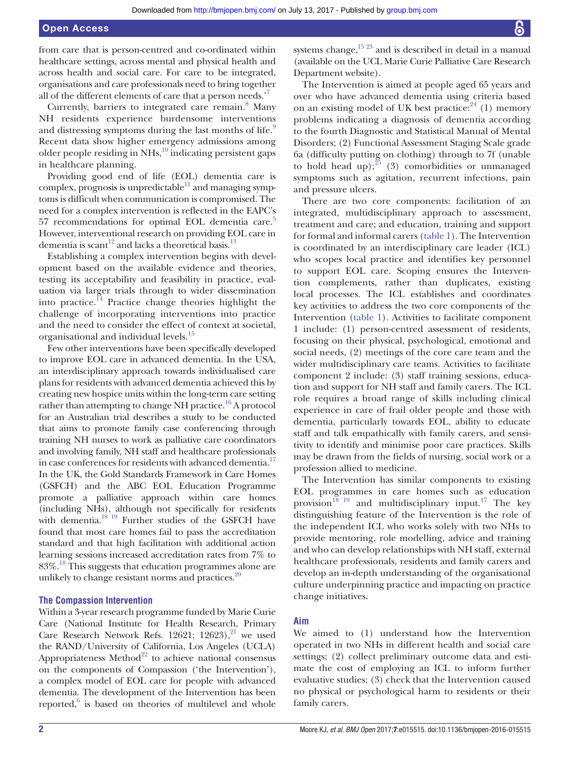from care that is person-centred and co-ordinated within healthcare settings, across mental and physical health and across health and social care. For care to be integrated, organisations and care professionals need to bring together all of the different elements of care that a person needs.'[7]

Currently, barriers to integrated care remain.[8] Many NH residents experience burdensome interventions and distressing symptoms during the last months of life.[9] Recent data show higher emergency admissions among older people residing in NHs,[10] indicating persistent gaps in healthcare planning.

Providing good end of life (EOL) dementia care is complex, prognosis is unpredictable[11] and managing symptoms is difficult when communication is compromised. The need for a complex intervention is reflected in the EAPC's 57 recommendations for optimal EOL dementia care.[5] However, interventional research on providing EOL care in dementia is scant[12] and lacks a theoretical basis.[13]

Establishing a complex intervention begins with development based on the available evidence and theories, testing its acceptability and feasibility in practice, evaluation via larger trials through to wider dissemination into practice.[14] Practice change theories highlight the challenge of incorporating interventions into practice and the need to consider the effect of context at societal, organisational and individual levels.[15]

Few other interventions have been specifically developed to improve EOL care in advanced dementia. In the USA, an interdisciplinary approach towards individualised care plans for residents with advanced dementia achieved this by creating new hospice units within the long-term care setting rather than attempting to change NH practice.[16] A protocol for an Australian trial describes a study to be conducted that aims to promote family case conferencing through training NH nurses to work as palliative care coordinators and involving family, NH staff and healthcare professionals in case conferences for residents with advanced dementia.[17] In the UK, the Gold Standards Framework in Care Homes (GSFCH) and the ABC EOL Education Programme promote a palliative approach within care homes (including NHs), although not specifically for residents with dementia.[18 19] Further studies of the GSFCH have found that most care homes fail to pass the accreditation standard and that high facilitation with additional action learning sessions increased accreditation rates from 7% to 83%.[18] This suggests that education programmes alone are unlikely to change resistant norms and practices.[20]

## The Compassion Intervention

Within a 3-year research programme funded by Marie Curie Care (National Institute for Health Research, Primary Care Research Network Refs. 12621; 12623),[21] we used the RAND/University of California, Los Angeles (UCLA) Appropriateness Method[22] to achieve national consensus on the components of Compassion ('the Intervention'), a complex model of EOL care for people with advanced dementia. The development of the Intervention has been reported,[6] is based on theories of multilevel and whole systems change,[15 23] and is described in detail in a manual (available on the UCL Marie Curie Palliative Care Research Department website).

The Intervention is aimed at people aged 65 years and over who have advanced dementia using criteria based on an existing model of UK best practice:[24] (1) memory problems indicating a diagnosis of dementia according to the fourth Diagnostic and Statistical Manual of Mental Disorders; (2) Functional Assessment Staging Scale grade 6a (difficulty putting on clothing) through to 7f (unable to hold head up);[25] (3) comorbidities or unmanaged symptoms such as agitation, recurrent infections, pain and pressure ulcers.

There are two core components: facilitation of an integrated, multidisciplinary approach to assessment, treatment and care; and education, training and support for formal and informal carers (table 1). The Intervention is coordinated by an interdisciplinary care leader (ICL) who scopes local practice and identifies key personnel to support EOL care. Scoping ensures the Intervention complements, rather than duplicates, existing local processes. The ICL establishes and coordinates key activities to address the two core components of the Intervention (table 1). Activities to facilitate component 1 include: (1) person-centred assessment of residents, focusing on their physical, psychological, emotional and social needs, (2) meetings of the core care team and the wider multidisciplinary care teams. Activities to facilitate component 2 include: (3) staff training sessions, education and support for NH staff and family carers. The ICL role requires a broad range of skills including clinical experience in care of frail older people and those with dementia, particularly towards EOL, ability to educate staff and talk empathically with family carers, and sensitivity to identify and minimise poor care practices. Skills may be drawn from the fields of nursing, social work or a profession allied to medicine.

The Intervention has similar components to existing EOL programmes in care homes such as education provision[18 19] and multidisciplinary input.[17] The key distinguishing feature of the Intervention is the role of the independent ICL who works solely with two NHs to provide mentoring, role modelling, advice and training and who can develop relationships with NH staff, external healthcare professionals, residents and family carers and develop an in-depth understanding of the organisational culture underpinning practice and impacting on practice change initiatives.

## Aim

We aimed to (1) understand how the Intervention operated in two NHs in different health and social care settings; (2) collect preliminary outcome data and estimate the cost of employing an ICL to inform further evaluative studies; (3) check that the Intervention caused no physical or psychological harm to residents or their family carers.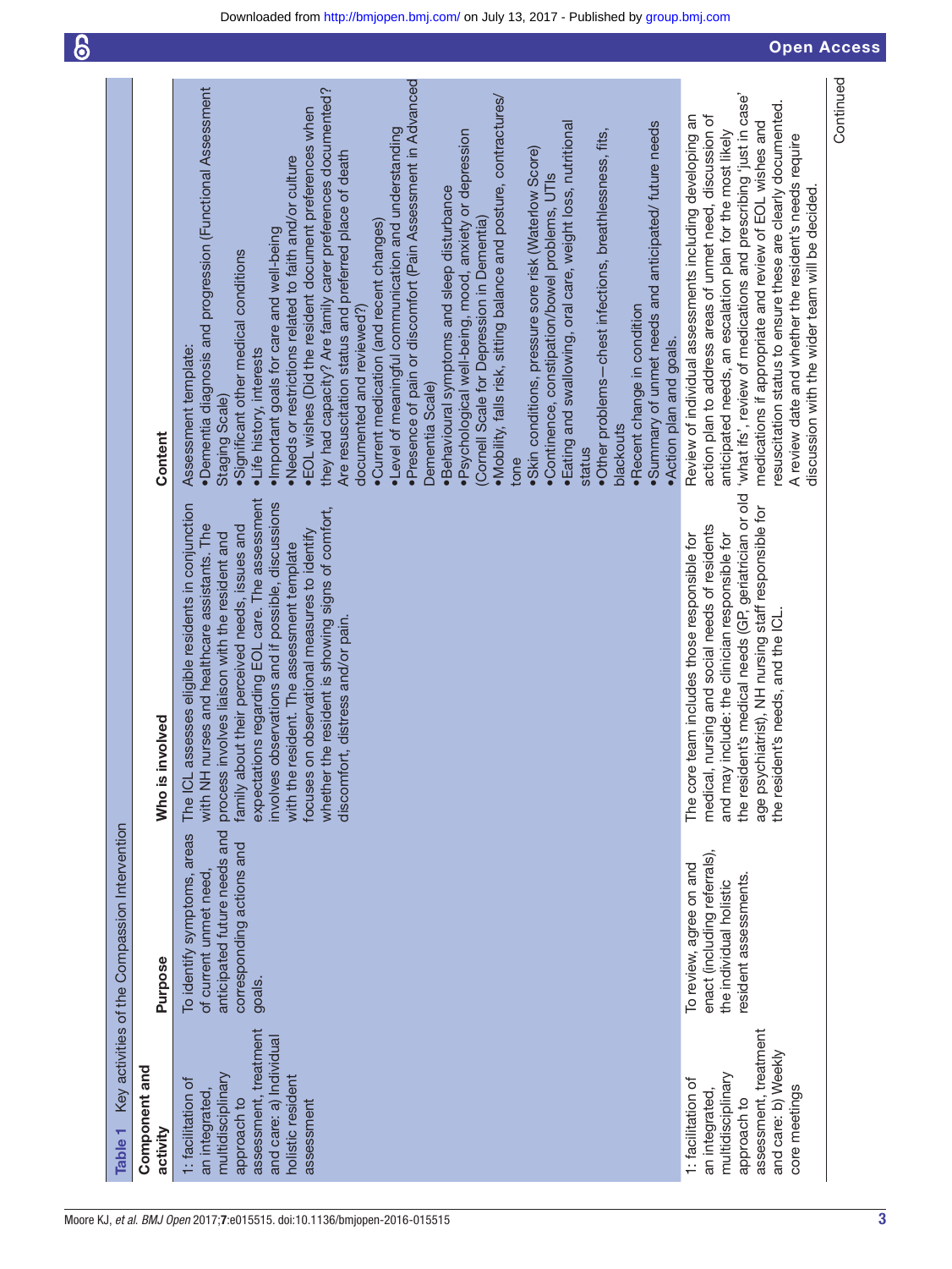Table 1 Key activities of the Compassion Intervention

| Component and activity | Purpose | Who is involved | Content |
|---|---|---|---|
| 1: facilitation of an integrated, multidisciplinary approach to assessment, treatment and care: a) Individual holistic resident assessment | To identify symptoms, areas of current unmet need, anticipated future needs and corresponding actions and goals. | The ICL assesses eligible residents in conjunction with NH nurses and healthcare assistants. The process involves liaison with the resident and family about their perceived needs, issues and expectations regarding EOL care. The assessment involves observations and if possible, discussions with the resident. The assessment template focuses on observational measures to identify whether the resident is showing signs of comfort, discomfort, distress and/or pain. | Assessment template:<br>•Dementia diagnosis and progression (Functional Assessment Staging Scale)<br>•Significant other medical conditions<br>•Life history, interests<br>•Important goals for care and well-being<br>•Needs or restrictions related to faith and/or culture<br>•EOL wishes (Did the resident document preferences when they had capacity? Are family carer preferences documented? Are resuscitation status and preferred place of death documented and reviewed?)<br>•Current medication (and recent changes)<br>•Level of meaningful communication and understanding<br>•Presence of pain or discomfort (Pain Assessment in Advanced Dementia Scale)<br>•Behavioural symptoms and sleep disturbance<br>•Psychological well-being, mood, anxiety or depression (Cornell Scale for Depression in Dementia)<br>•Mobility, falls risk, sitting balance and posture, contractures/tone<br>•Skin conditions, pressure sore risk (Waterlow Score)<br>•Continence, constipation/bowel problems, UTIs<br>•Eating and swallowing, oral care, weight loss, nutritional status<br>•Other problems—chest infections, breathlessness, fits, blackouts<br>•Recent change in condition<br>•Summary of unmet needs and anticipated/ future needs<br>•Action plan and goals. |
| 1: facilitation of an integrated, multidisciplinary approach to assessment, treatment and care: b) Weekly core meetings | To review, agree on and enact (including referrals), the individual holistic resident assessments. | The core team includes those responsible for medical, nursing and social needs of residents and may include: the clinician responsible for the resident's medical needs (GP, geriatrician or old age psychiatrist), NH nursing staff responsible for the resident's needs, and the ICL. | Review of individual assessments including developing an action plan to address areas of unmet need, discussion of anticipated needs, an escalation plan for the most likely 'what ifs', review of medications and prescribing 'just in case' medications if appropriate and review of EOL wishes and resuscitation status to ensure these are clearly documented. A review date and whether the resident's needs require discussion with the wider team will be decided. |

Continued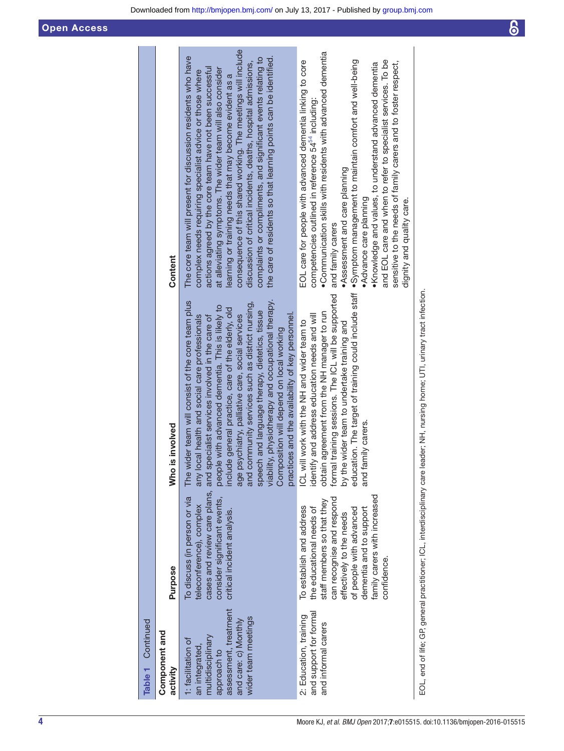**Table 1** Continued

| Component and activity | Purpose | Who is involved | Content |
|---|---|---|---|
| 1: facilitation of an integrated, multidisciplinary approach to assessment, treatment and care: c) Monthly wider team meetings | To discuss (in person or via teleconference), complex cases and review care plans, consider significant events, critical incident analysis. | The wider team will consist of the core team plus any local health and social care professionals and specialist services involved in the care of people with advanced dementia. This is likely to include general practice, care of the elderly, old age psychiatry, palliative care, social services and community services such as district nursing, speech and language therapy, dietetics, tissue viability, physiotherapy and occupational therapy. Composition will depend on local working practices and the availability of key personnel. | The core team will present for discussion residents who have complex needs requiring specialist advice or those where actions agreed by the core team have not been successful at alleviating symptoms. The wider team will also consider learning or training needs that may become evident as a consequence of this shared working. The meetings will include discussion of critical incidents, deaths, hospital admissions, complaints or compliments, and significant events relating to the care of residents so that learning points can be identified. |
| 2: Education, training and support for formal and informal carers | To establish and address the educational needs of staff members so that they can recognise and respond effectively to the needs of people with advanced dementia and to support family carers with increased confidence. | ICL will work with the NH and wider team to identify and address education needs and will obtain agreement from the NH manager to run formal training sessions. The ICL will be supported by the wider team to undertake training and education. The target of training could include staff and family carers. | EOL care for people with advanced dementia linking to core competencies outlined in reference 54[54] including:<br>• Communication skills with residents with advanced dementia and family carers<br>• Assessment and care planning<br>• Symptom management to maintain comfort and well-being<br>• Advance care planning<br>• Knowledge and values, to understand advanced dementia and EOL care and when to refer to specialist services. To be sensitive to the needs of family carers and to foster respect, dignity and quality care. |

EOL, end of life; GP, general practitioner; ICL, interdisciplinary care leader; NH, nursing home; UTI, urinary tract infection.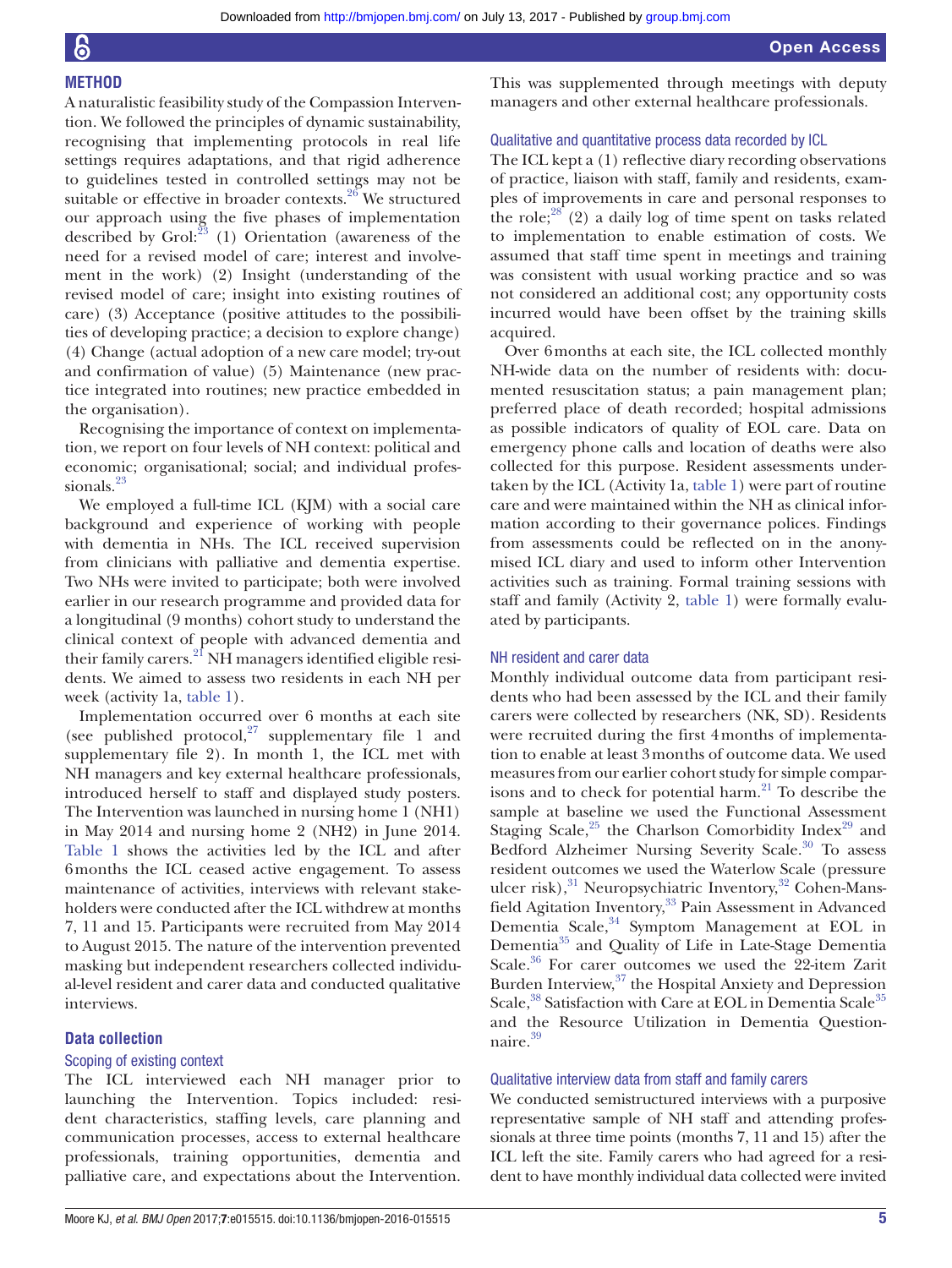## METHOD

A naturalistic feasibility study of the Compassion Intervention. We followed the principles of dynamic sustainability, recognising that implementing protocols in real life settings requires adaptations, and that rigid adherence to guidelines tested in controlled settings may not be suitable or effective in broader contexts.[26] We structured our approach using the five phases of implementation described by Grol:[23] (1) Orientation (awareness of the need for a revised model of care; interest and involvement in the work) (2) Insight (understanding of the revised model of care; insight into existing routines of care) (3) Acceptance (positive attitudes to the possibilities of developing practice; a decision to explore change) (4) Change (actual adoption of a new care model; try-out and confirmation of value) (5) Maintenance (new practice integrated into routines; new practice embedded in the organisation).

Recognising the importance of context on implementation, we report on four levels of NH context: political and economic; organisational; social; and individual professionals.[23]

We employed a full-time ICL (KJM) with a social care background and experience of working with people with dementia in NHs. The ICL received supervision from clinicians with palliative and dementia expertise. Two NHs were invited to participate; both were involved earlier in our research programme and provided data for a longitudinal (9 months) cohort study to understand the clinical context of people with advanced dementia and their family carers.[21] NH managers identified eligible residents. We aimed to assess two residents in each NH per week (activity 1a, table 1).

Implementation occurred over 6 months at each site (see published protocol,[27] supplementary file 1 and supplementary file 2). In month 1, the ICL met with NH managers and key external healthcare professionals, introduced herself to staff and displayed study posters. The Intervention was launched in nursing home 1 (NH1) in May 2014 and nursing home 2 (NH2) in June 2014. Table 1 shows the activities led by the ICL and after 6 months the ICL ceased active engagement. To assess maintenance of activities, interviews with relevant stakeholders were conducted after the ICL withdrew at months 7, 11 and 15. Participants were recruited from May 2014 to August 2015. The nature of the intervention prevented masking but independent researchers collected individual-level resident and carer data and conducted qualitative interviews.

### Data collection

#### Scoping of existing context

The ICL interviewed each NH manager prior to launching the Intervention. Topics included: resident characteristics, staffing levels, care planning and communication processes, access to external healthcare professionals, training opportunities, dementia and palliative care, and expectations about the Intervention. This was supplemented through meetings with deputy managers and other external healthcare professionals.

#### Qualitative and quantitative process data recorded by ICL

The ICL kept a (1) reflective diary recording observations of practice, liaison with staff, family and residents, examples of improvements in care and personal responses to the role;[28] (2) a daily log of time spent on tasks related to implementation to enable estimation of costs. We assumed that staff time spent in meetings and training was consistent with usual working practice and so was not considered an additional cost; any opportunity costs incurred would have been offset by the training skills acquired.

Over 6 months at each site, the ICL collected monthly NH-wide data on the number of residents with: documented resuscitation status; a pain management plan; preferred place of death recorded; hospital admissions as possible indicators of quality of EOL care. Data on emergency phone calls and location of deaths were also collected for this purpose. Resident assessments undertaken by the ICL (Activity 1a, table 1) were part of routine care and were maintained within the NH as clinical information according to their governance polices. Findings from assessments could be reflected on in the anonymised ICL diary and used to inform other Intervention activities such as training. Formal training sessions with staff and family (Activity 2, table 1) were formally evaluated by participants.

#### NH resident and carer data

Monthly individual outcome data from participant residents who had been assessed by the ICL and their family carers were collected by researchers (NK, SD). Residents were recruited during the first 4 months of implementation to enable at least 3 months of outcome data. We used measures from our earlier cohort study for simple comparisons and to check for potential harm.[21] To describe the sample at baseline we used the Functional Assessment Staging Scale,[25] the Charlson Comorbidity Index[29] and Bedford Alzheimer Nursing Severity Scale.[30] To assess resident outcomes we used the Waterlow Scale (pressure ulcer risk),[31] Neuropsychiatric Inventory,[32] Cohen-Mansfield Agitation Inventory,[33] Pain Assessment in Advanced Dementia Scale,[34] Symptom Management at EOL in Dementia[35] and Quality of Life in Late-Stage Dementia Scale.[36] For carer outcomes we used the 22-item Zarit Burden Interview,[37] the Hospital Anxiety and Depression Scale,[38] Satisfaction with Care at EOL in Dementia Scale[35] and the Resource Utilization in Dementia Questionnaire.[39]

#### Qualitative interview data from staff and family carers

We conducted semistructured interviews with a purposive representative sample of NH staff and attending professionals at three time points (months 7, 11 and 15) after the ICL left the site. Family carers who had agreed for a resident to have monthly individual data collected were invited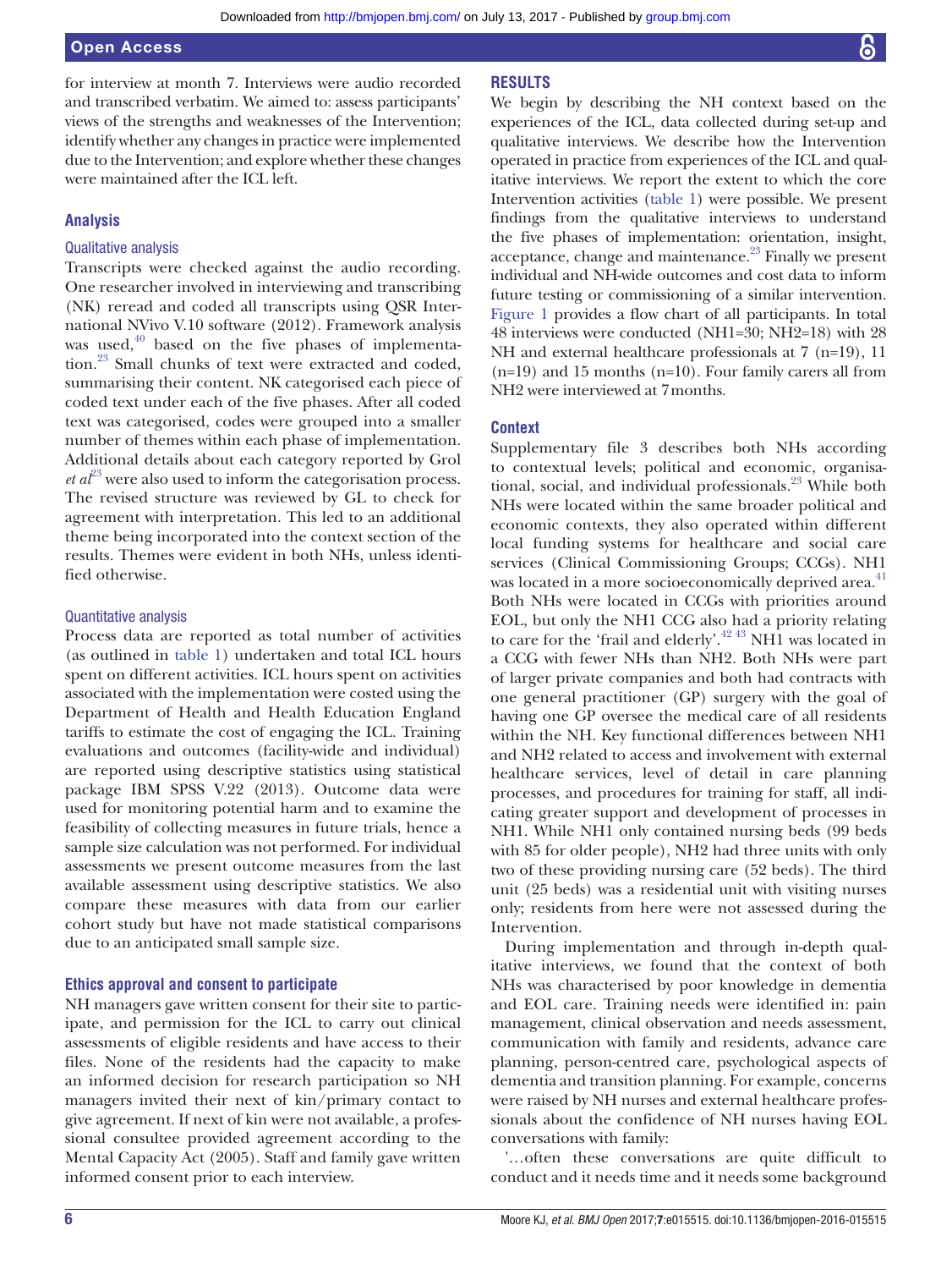for interview at month 7. Interviews were audio recorded and transcribed verbatim. We aimed to: assess participants' views of the strengths and weaknesses of the Intervention; identify whether any changes in practice were implemented due to the Intervention; and explore whether these changes were maintained after the ICL left.

## Analysis

### Qualitative analysis

Transcripts were checked against the audio recording. One researcher involved in interviewing and transcribing (NK) reread and coded all transcripts using QSR International NVivo V.10 software (2012). Framework analysis was used,[40] based on the five phases of implementation.[23] Small chunks of text were extracted and coded, summarising their content. NK categorised each piece of coded text under each of the five phases. After all coded text was categorised, codes were grouped into a smaller number of themes within each phase of implementation. Additional details about each category reported by Grol *et al*[23] were also used to inform the categorisation process. The revised structure was reviewed by GL to check for agreement with interpretation. This led to an additional theme being incorporated into the context section of the results. Themes were evident in both NHs, unless identified otherwise.

### Quantitative analysis

Process data are reported as total number of activities (as outlined in table 1) undertaken and total ICL hours spent on different activities. ICL hours spent on activities associated with the implementation were costed using the Department of Health and Health Education England tariffs to estimate the cost of engaging the ICL. Training evaluations and outcomes (facility-wide and individual) are reported using descriptive statistics using statistical package IBM SPSS V.22 (2013). Outcome data were used for monitoring potential harm and to examine the feasibility of collecting measures in future trials, hence a sample size calculation was not performed. For individual assessments we present outcome measures from the last available assessment using descriptive statistics. We also compare these measures with data from our earlier cohort study but have not made statistical comparisons due to an anticipated small sample size.

## Ethics approval and consent to participate

NH managers gave written consent for their site to participate, and permission for the ICL to carry out clinical assessments of eligible residents and have access to their files. None of the residents had the capacity to make an informed decision for research participation so NH managers invited their next of kin/primary contact to give agreement. If next of kin were not available, a professional consultee provided agreement according to the Mental Capacity Act (2005). Staff and family gave written informed consent prior to each interview.

## RESULTS

We begin by describing the NH context based on the experiences of the ICL, data collected during set-up and qualitative interviews. We describe how the Intervention operated in practice from experiences of the ICL and qualitative interviews. We report the extent to which the core Intervention activities (table 1) were possible. We present findings from the qualitative interviews to understand the five phases of implementation: orientation, insight, acceptance, change and maintenance.[23] Finally we present individual and NH-wide outcomes and cost data to inform future testing or commissioning of a similar intervention. Figure 1 provides a flow chart of all participants. In total 48 interviews were conducted (NH1=30; NH2=18) with 28 NH and external healthcare professionals at 7 (n=19), 11 (n=19) and 15 months (n=10). Four family carers all from NH2 were interviewed at 7 months.

## Context

Supplementary file 3 describes both NHs according to contextual levels; political and economic, organisational, social, and individual professionals.[23] While both NHs were located within the same broader political and economic contexts, they also operated within different local funding systems for healthcare and social care services (Clinical Commissioning Groups; CCGs). NH1 was located in a more socioeconomically deprived area.[41] Both NHs were located in CCGs with priorities around EOL, but only the NH1 CCG also had a priority relating to care for the 'frail and elderly'.[42,43] NH1 was located in a CCG with fewer NHs than NH2. Both NHs were part of larger private companies and both had contracts with one general practitioner (GP) surgery with the goal of having one GP oversee the medical care of all residents within the NH. Key functional differences between NH1 and NH2 related to access and involvement with external healthcare services, level of detail in care planning processes, and procedures for training for staff, all indicating greater support and development of processes in NH1. While NH1 only contained nursing beds (99 beds with 85 for older people), NH2 had three units with only two of these providing nursing care (52 beds). The third unit (25 beds) was a residential unit with visiting nurses only; residents from here were not assessed during the Intervention.

During implementation and through in-depth qualitative interviews, we found that the context of both NHs was characterised by poor knowledge in dementia and EOL care. Training needs were identified in: pain management, clinical observation and needs assessment, communication with family and residents, advance care planning, person-centred care, psychological aspects of dementia and transition planning. For example, concerns were raised by NH nurses and external healthcare professionals about the confidence of NH nurses having EOL conversations with family:

'…often these conversations are quite difficult to conduct and it needs time and it needs some background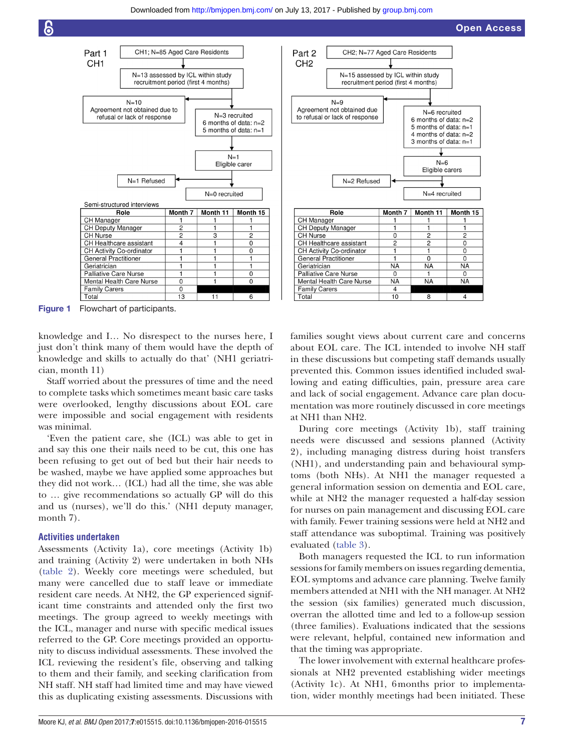Part 1 CH1

CH1; N=85 Aged Care Residents

N=13 assessed by ICL within study recruitment period (first 4 months)

N=10 Agreement not obtained due to refusal or lack of response

N=3 recruited
6 months of data: n=2
5 months of data: n=1

N=1 Eligible carer

N=1 Refused

N=0 recruited

Semi-structured interviews

| Role | Month 7 | Month 11 | Month 15 |
|---|---|---|---|
| CH Manager | 1 | 1 | 1 |
| CH Deputy Manager | 2 | 1 | 1 |
| CH Nurse | 2 | 3 | 2 |
| CH Healthcare assistant | 4 | 1 | 0 |
| CH Activity Co-ordinator | 1 | 1 | 0 |
| General Practitioner | 1 | 1 | 1 |
| Geriatrician | 1 | 1 | 1 |
| Palliative Care Nurse | 1 | 1 | 0 |
| Mental Health Care Nurse | 0 | 1 | 0 |
| Family Carers | 0 | | |
| Total | 13 | 11 | 6 |

Part 2 CH2

CH2; N=77 Aged Care Residents

N=15 assessed by ICL within study recruitment period (first 4 months)

N=9 Agreement not obtained due to refusal or lack of response

N=6 recruited
6 months of data: n=2
5 months of data: n=1
4 months of data: n=2
3 months of data: n=1

N=6 Eligible carers

N=2 Refused

N=4 recruited

| Role | Month 7 | Month 11 | Month 15 |
|---|---|---|---|
| CH Manager | 1 | 1 | 1 |
| CH Deputy Manager | 1 | 1 | 1 |
| CH Nurse | 0 | 2 | 2 |
| CH Healthcare assistant | 2 | 2 | 0 |
| CH Activity Co-ordinator | 1 | 1 | 0 |
| General Practitioner | 1 | 0 | 0 |
| Geriatrician | NA | NA | NA |
| Palliative Care Nurse | 0 | 1 | 0 |
| Mental Health Care Nurse | NA | NA | NA |
| Family Carers | 4 | | |
| Total | 10 | 8 | 4 |

**Figure 1** Flowchart of participants.

knowledge and I… No disrespect to the nurses here, I just don't think many of them would have the depth of knowledge and skills to actually do that' (NH1 geriatrician, month 11)

Staff worried about the pressures of time and the need to complete tasks which sometimes meant basic care tasks were overlooked, lengthy discussions about EOL care were impossible and social engagement with residents was minimal.

'Even the patient care, she (ICL) was able to get in and say this one their nails need to be cut, this one has been refusing to get out of bed but their hair needs to be washed, maybe we have applied some approaches but they did not work… (ICL) had all the time, she was able to … give recommendations so actually GP will do this and us (nurses), we'll do this.' (NH1 deputy manager, month 7).

### Activities undertaken

Assessments (Activity 1a), core meetings (Activity 1b) and training (Activity 2) were undertaken in both NHs (table 2). Weekly core meetings were scheduled, but many were cancelled due to staff leave or immediate resident care needs. At NH2, the GP experienced significant time constraints and attended only the first two meetings. The group agreed to weekly meetings with the ICL, manager and nurse with specific medical issues referred to the GP. Core meetings provided an opportunity to discuss individual assessments. These involved the ICL reviewing the resident's file, observing and talking to them and their family, and seeking clarification from NH staff. NH staff had limited time and may have viewed this as duplicating existing assessments. Discussions with families sought views about current care and concerns about EOL care. The ICL intended to involve NH staff in these discussions but competing staff demands usually prevented this. Common issues identified included swallowing and eating difficulties, pain, pressure area care and lack of social engagement. Advance care plan documentation was more routinely discussed in core meetings at NH1 than NH2.

During core meetings (Activity 1b), staff training needs were discussed and sessions planned (Activity 2), including managing distress during hoist transfers (NH1), and understanding pain and behavioural symptoms (both NHs). At NH1 the manager requested a general information session on dementia and EOL care, while at NH2 the manager requested a half-day session for nurses on pain management and discussing EOL care with family. Fewer training sessions were held at NH2 and staff attendance was suboptimal. Training was positively evaluated (table 3).

Both managers requested the ICL to run information sessions for family members on issues regarding dementia, EOL symptoms and advance care planning. Twelve family members attended at NH1 with the NH manager. At NH2 the session (six families) generated much discussion, overran the allotted time and led to a follow-up session (three families). Evaluations indicated that the sessions were relevant, helpful, contained new information and that the timing was appropriate.

The lower involvement with external healthcare professionals at NH2 prevented establishing wider meetings (Activity 1c). At NH1, 6 months prior to implementation, wider monthly meetings had been initiated. These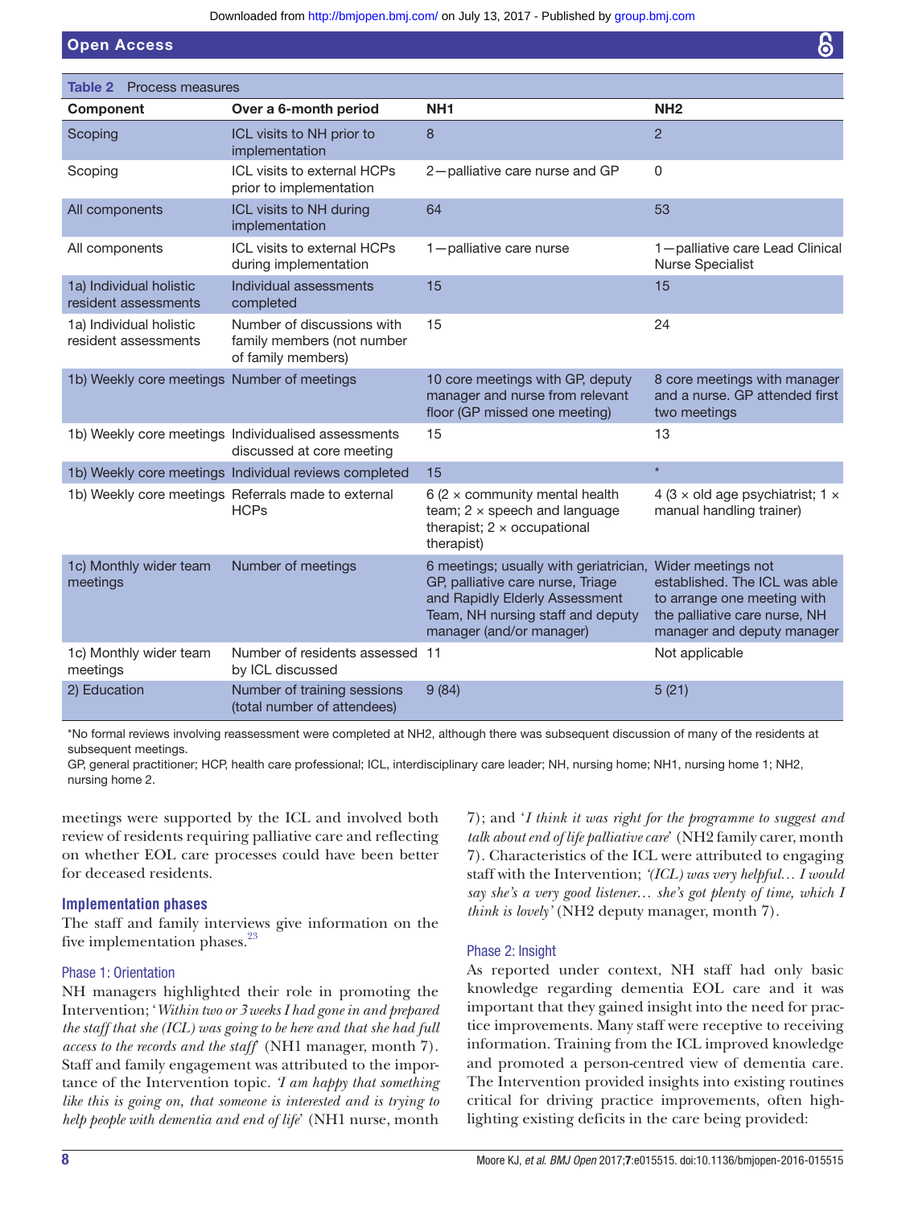**Table 2** Process measures

| Component | Over a 6-month period | NH1 | NH2 |
|---|---|---|---|
| Scoping | ICL visits to NH prior to implementation | 8 | 2 |
| Scoping | ICL visits to external HCPs prior to implementation | 2—palliative care nurse and GP | 0 |
| All components | ICL visits to NH during implementation | 64 | 53 |
| All components | ICL visits to external HCPs during implementation | 1—palliative care nurse | 1—palliative care Lead Clinical Nurse Specialist |
| 1a) Individual holistic resident assessments | Individual assessments completed | 15 | 15 |
| 1a) Individual holistic resident assessments | Number of discussions with family members (not number of family members) | 15 | 24 |
| 1b) Weekly core meetings | Number of meetings | 10 core meetings with GP, deputy manager and nurse from relevant floor (GP missed one meeting) | 8 core meetings with manager and a nurse. GP attended first two meetings |
| 1b) Weekly core meetings | Individualised assessments discussed at core meeting | 15 | 13 |
| 1b) Weekly core meetings | Individual reviews completed | 15 | * |
| 1b) Weekly core meetings | Referrals made to external HCPs | 6 (2 × community mental health team; 2 × speech and language therapist; 2 × occupational therapist) | 4 (3 × old age psychiatrist; 1 × manual handling trainer) |
| 1c) Monthly wider team meetings | Number of meetings | 6 meetings; usually with geriatrician, GP, palliative care nurse, Triage and Rapidly Elderly Assessment Team, NH nursing staff and deputy manager (and/or manager) | Wider meetings not established. The ICL was able to arrange one meeting with the palliative care nurse, NH manager and deputy manager |
| 1c) Monthly wider team meetings | Number of residents assessed by ICL discussed | 11 | Not applicable |
| 2) Education | Number of training sessions (total number of attendees) | 9 (84) | 5 (21) |

*No formal reviews involving reassessment were completed at NH2, although there was subsequent discussion of many of the residents at subsequent meetings.

GP, general practitioner; HCP, health care professional; ICL, interdisciplinary care leader; NH, nursing home; NH1, nursing home 1; NH2, nursing home 2.

meetings were supported by the ICL and involved both review of residents requiring palliative care and reflecting on whether EOL care processes could have been better for deceased residents.

### Implementation phases

The staff and family interviews give information on the five implementation phases.[23]

#### Phase 1: Orientation

NH managers highlighted their role in promoting the Intervention; '*Within two or 3 weeks I had gone in and prepared the staff that she (ICL) was going to be here and that she had full access to the records and the staff*' (NH1 manager, month 7). Staff and family engagement was attributed to the importance of the Intervention topic. *'I am happy that something like this is going on, that someone is interested and is trying to help people with dementia and end of life*' (NH1 nurse, month 7); and '*I think it was right for the programme to suggest and talk about end of life palliative care*' (NH2 family carer, month 7). Characteristics of the ICL were attributed to engaging staff with the Intervention; *'(ICL) was very helpful… I would say she's a very good listener… she's got plenty of time, which I think is lovely'* (NH2 deputy manager, month 7).

#### Phase 2: Insight

As reported under context, NH staff had only basic knowledge regarding dementia EOL care and it was important that they gained insight into the need for practice improvements. Many staff were receptive to receiving information. Training from the ICL improved knowledge and promoted a person-centred view of dementia care. The Intervention provided insights into existing routines critical for driving practice improvements, often highlighting existing deficits in the care being provided: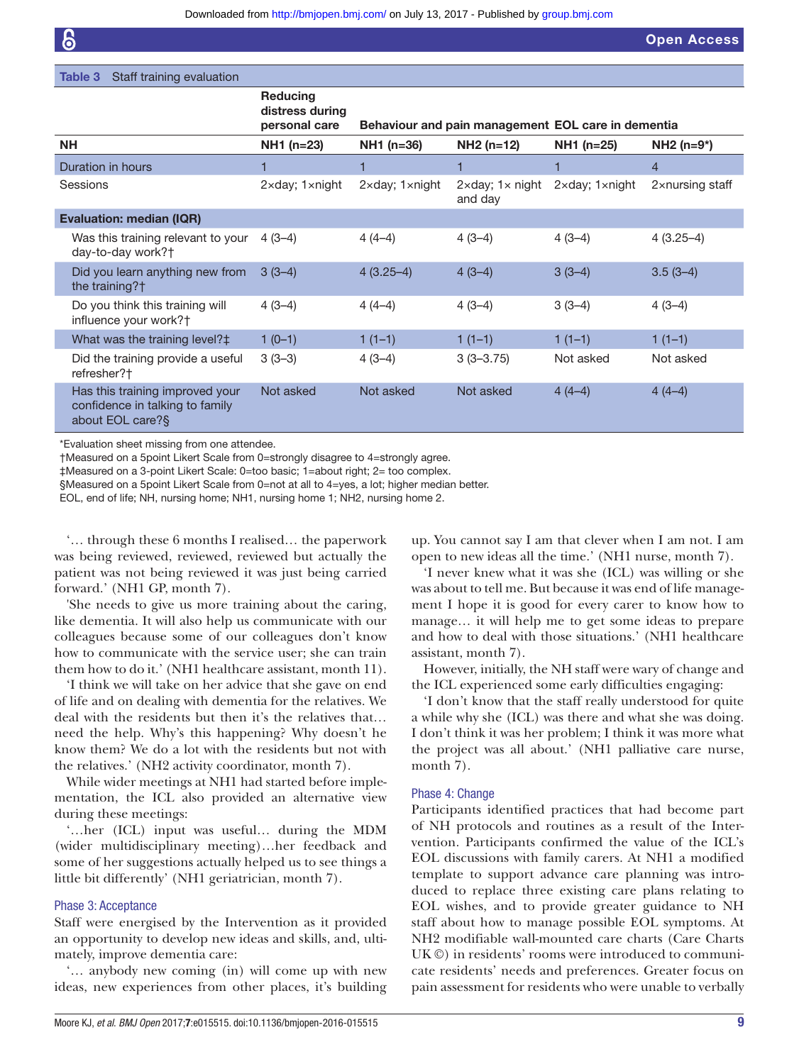**Table 3** Staff training evaluation

| | Reducing distress during personal care | Behaviour and pain management | | EOL care in dementia | |
|---|---|---|---|---|---|
| **NH** | **NH1 (n=23)** | **NH1 (n=36)** | **NH2 (n=12)** | **NH1 (n=25)** | **NH2 (n=9*)** |
| Duration in hours | 1 | 1 | 1 | 1 | 4 |
| Sessions | 2×day; 1×night | 2×day; 1×night | 2×day; 1× night and day | 2×day; 1×night | 2×nursing staff |
| **Evaluation: median (IQR)** | | | | | |
| Was this training relevant to your day-to-day work?† | 4 (3–4) | 4 (4–4) | 4 (3–4) | 4 (3–4) | 4 (3.25–4) |
| Did you learn anything new from the training?† | 3 (3–4) | 4 (3.25–4) | 4 (3–4) | 3 (3–4) | 3.5 (3–4) |
| Do you think this training will influence your work?† | 4 (3–4) | 4 (4–4) | 4 (3–4) | 3 (3–4) | 4 (3–4) |
| What was the training level?‡ | 1 (0–1) | 1 (1–1) | 1 (1–1) | 1 (1–1) | 1 (1–1) |
| Did the training provide a useful refresher?† | 3 (3–3) | 4 (3–4) | 3 (3–3.75) | Not asked | Not asked |
| Has this training improved your confidence in talking to family about EOL care?§ | Not asked | Not asked | Not asked | 4 (4–4) | 4 (4–4) |

*Evaluation sheet missing from one attendee.
†Measured on a 5point Likert Scale from 0=strongly disagree to 4=strongly agree.
‡Measured on a 3-point Likert Scale: 0=too basic; 1=about right; 2= too complex.
§Measured on a 5point Likert Scale from 0=not at all to 4=yes, a lot; higher median better.
EOL, end of life; NH, nursing home; NH1, nursing home 1; NH2, nursing home 2.

'… through these 6 months I realised… the paperwork was being reviewed, reviewed, reviewed but actually the patient was not being reviewed it was just being carried forward.' (NH1 GP, month 7).

'She needs to give us more training about the caring, like dementia. It will also help us communicate with our colleagues because some of our colleagues don't know how to communicate with the service user; she can train them how to do it.' (NH1 healthcare assistant, month 11).

'I think we will take on her advice that she gave on end of life and on dealing with dementia for the relatives. We deal with the residents but then it's the relatives that… need the help. Why's this happening? Why doesn't he know them? We do a lot with the residents but not with the relatives.' (NH2 activity coordinator, month 7).

While wider meetings at NH1 had started before implementation, the ICL also provided an alternative view during these meetings:

'…her (ICL) input was useful… during the MDM (wider multidisciplinary meeting)…her feedback and some of her suggestions actually helped us to see things a little bit differently' (NH1 geriatrician, month 7).

### Phase 3: Acceptance

Staff were energised by the Intervention as it provided an opportunity to develop new ideas and skills, and, ultimately, improve dementia care:

'… anybody new coming (in) will come up with new ideas, new experiences from other places, it's building up. You cannot say I am that clever when I am not. I am open to new ideas all the time.' (NH1 nurse, month 7).

'I never knew what it was she (ICL) was willing or she was about to tell me. But because it was end of life management I hope it is good for every carer to know how to manage… it will help me to get some ideas to prepare and how to deal with those situations.' (NH1 healthcare assistant, month 7).

However, initially, the NH staff were wary of change and the ICL experienced some early difficulties engaging:

'I don't know that the staff really understood for quite a while why she (ICL) was there and what she was doing. I don't think it was her problem; I think it was more what the project was all about.' (NH1 palliative care nurse, month 7).

### Phase 4: Change

Participants identified practices that had become part of NH protocols and routines as a result of the Intervention. Participants confirmed the value of the ICL's EOL discussions with family carers. At NH1 a modified template to support advance care planning was introduced to replace three existing care plans relating to EOL wishes, and to provide greater guidance to NH staff about how to manage possible EOL symptoms. At NH2 modifiable wall-mounted care charts (Care Charts UK ©) in residents' rooms were introduced to communicate residents' needs and preferences. Greater focus on pain assessment for residents who were unable to verbally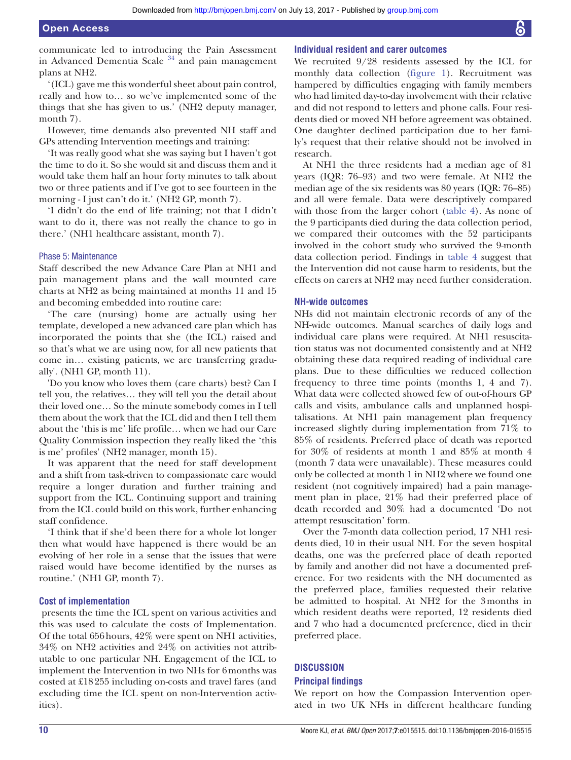communicate led to introducing the Pain Assessment in Advanced Dementia Scale [34] and pain management plans at NH2.

'(ICL) gave me this wonderful sheet about pain control, really and how to… so we've implemented some of the things that she has given to us.' (NH2 deputy manager, month 7).

However, time demands also prevented NH staff and GPs attending Intervention meetings and training:

'It was really good what she was saying but I haven't got the time to do it. So she would sit and discuss them and it would take them half an hour forty minutes to talk about two or three patients and if I've got to see fourteen in the morning - I just can't do it.' (NH2 GP, month 7).

'I didn't do the end of life training; not that I didn't want to do it, there was not really the chance to go in there.' (NH1 healthcare assistant, month 7).

#### Phase 5: Maintenance

Staff described the new Advance Care Plan at NH1 and pain management plans and the wall mounted care charts at NH2 as being maintained at months 11 and 15 and becoming embedded into routine care:

'The care (nursing) home are actually using her template, developed a new advanced care plan which has incorporated the points that she (the ICL) raised and so that's what we are using now, for all new patients that come in… existing patients, we are transferring gradually'. (NH1 GP, month 11).

'Do you know who loves them (care charts) best? Can I tell you, the relatives… they will tell you the detail about their loved one… So the minute somebody comes in I tell them about the work that the ICL did and then I tell them about the 'this is me' life profile… when we had our Care Quality Commission inspection they really liked the 'this is me' profiles' (NH2 manager, month 15).

It was apparent that the need for staff development and a shift from task-driven to compassionate care would require a longer duration and further training and support from the ICL. Continuing support and training from the ICL could build on this work, further enhancing staff confidence.

'I think that if she'd been there for a whole lot longer then what would have happened is there would be an evolving of her role in a sense that the issues that were raised would have become identified by the nurses as routine.' (NH1 GP, month 7).

### Cost of implementation

presents the time the ICL spent on various activities and this was used to calculate the costs of Implementation. Of the total 656 hours, 42% were spent on NH1 activities, 34% on NH2 activities and 24% on activities not attributable to one particular NH. Engagement of the ICL to implement the Intervention in two NHs for 6 months was costed at £18 255 including on-costs and travel fares (and excluding time the ICL spent on non-Intervention activities).

### Individual resident and carer outcomes

We recruited 9/28 residents assessed by the ICL for monthly data collection (figure 1). Recruitment was hampered by difficulties engaging with family members who had limited day-to-day involvement with their relative and did not respond to letters and phone calls. Four residents died or moved NH before agreement was obtained. One daughter declined participation due to her family's request that their relative should not be involved in research.

At NH1 the three residents had a median age of 81 years (IQR: 76–93) and two were female. At NH2 the median age of the six residents was 80 years (IQR: 76–85) and all were female. Data were descriptively compared with those from the larger cohort (table 4). As none of the 9 participants died during the data collection period, we compared their outcomes with the 52 participants involved in the cohort study who survived the 9-month data collection period. Findings in table 4 suggest that the Intervention did not cause harm to residents, but the effects on carers at NH2 may need further consideration.

### NH-wide outcomes

NHs did not maintain electronic records of any of the NH-wide outcomes. Manual searches of daily logs and individual care plans were required. At NH1 resuscitation status was not documented consistently and at NH2 obtaining these data required reading of individual care plans. Due to these difficulties we reduced collection frequency to three time points (months 1, 4 and 7). What data were collected showed few of out-of-hours GP calls and visits, ambulance calls and unplanned hospitalisations. At NH1 pain management plan frequency increased slightly during implementation from 71% to 85% of residents. Preferred place of death was reported for 30% of residents at month 1 and 85% at month 4 (month 7 data were unavailable). These measures could only be collected at month 1 in NH2 where we found one resident (not cognitively impaired) had a pain management plan in place, 21% had their preferred place of death recorded and 30% had a documented 'Do not attempt resuscitation' form.

Over the 7-month data collection period, 17 NH1 residents died, 10 in their usual NH. For the seven hospital deaths, one was the preferred place of death reported by family and another did not have a documented preference. For two residents with the NH documented as the preferred place, families requested their relative be admitted to hospital. At NH2 for the 3 months in which resident deaths were reported, 12 residents died and 7 who had a documented preference, died in their preferred place.

## DISCUSSION

### Principal findings

We report on how the Compassion Intervention operated in two UK NHs in different healthcare funding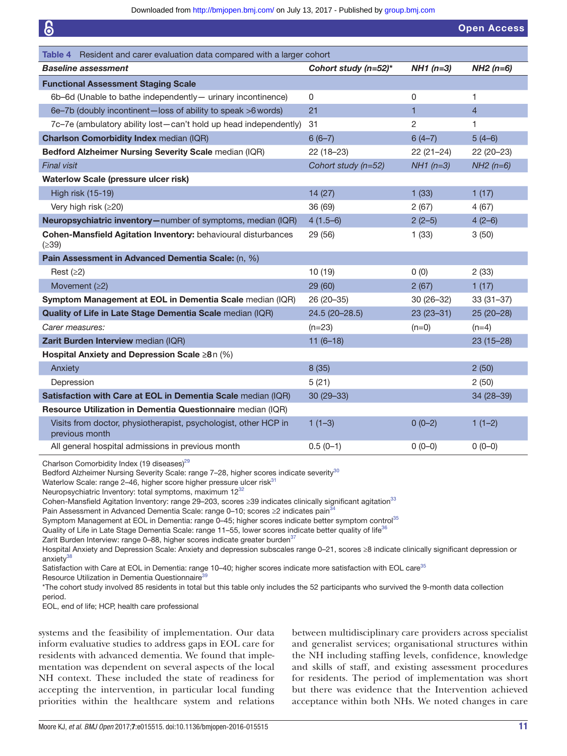Table 4 Resident and carer evaluation data compared with a larger cohort

| *Baseline assessment* | *Cohort study (n=52)\** | *NH1 (n=3)* | *NH2 (n=6)* |
|---|---|---|---|
| **Functional Assessment Staging Scale** | | | |
| 6b–6d (Unable to bathe independently— urinary incontinence) | 0 | 0 | 1 |
| 6e–7b (doubly incontinent—loss of ability to speak >6 words) | 21 | 1 | 4 |
| 7c–7e (ambulatory ability lost—can't hold up head independently) | 31 | 2 | 1 |
| **Charlson Comorbidity Index** median (IQR) | 6 (6–7) | 6 (4–7) | 5 (4–6) |
| **Bedford Alzheimer Nursing Severity Scale** median (IQR) | 22 (18–23) | 22 (21–24) | 22 (20–23) |
| *Final visit* | *Cohort study (n=52)* | *NH1 (n=3)* | *NH2 (n=6)* |
| **Waterlow Scale (pressure ulcer risk)** | | | |
| High risk (15-19) | 14 (27) | 1 (33) | 1 (17) |
| Very high risk (≥20) | 36 (69) | 2 (67) | 4 (67) |
| **Neuropsychiatric inventory—**number of symptoms, median (IQR) | 4 (1.5–6) | 2 (2–5) | 4 (2–6) |
| **Cohen-Mansfield Agitation Inventory:** behavioural disturbances (≥39) | 29 (56) | 1 (33) | 3 (50) |
| **Pain Assessment in Advanced Dementia Scale:** (n, %) | | | |
| Rest (≥2) | 10 (19) | 0 (0) | 2 (33) |
| Movement (≥2) | 29 (60) | 2 (67) | 1 (17) |
| **Symptom Management at EOL in Dementia Scale** median (IQR) | 26 (20–35) | 30 (26–32) | 33 (31–37) |
| **Quality of Life in Late Stage Dementia Scale** median (IQR) | 24.5 (20–28.5) | 23 (23–31) | 25 (20–28) |
| *Carer measures:* | (n=23) | (n=0) | (n=4) |
| **Zarit Burden Interview** median (IQR) | 11 (6–18) | | 23 (15–28) |
| **Hospital Anxiety and Depression Scale ≥8** n (%) | | | |
| Anxiety | 8 (35) | | 2 (50) |
| Depression | 5 (21) | | 2 (50) |
| **Satisfaction with Care at EOL in Dementia Scale** median (IQR) | 30 (29–33) | | 34 (28–39) |
| **Resource Utilization in Dementia Questionnaire** median (IQR) | | | |
| Visits from doctor, physiotherapist, psychologist, other HCP in previous month | 1 (1–3) | 0 (0–2) | 1 (1–2) |
| All general hospital admissions in previous month | 0.5 (0–1) | 0 (0–0) | 0 (0–0) |

Charlson Comorbidity Index (19 diseases)[29]
Bedford Alzheimer Nursing Severity Scale: range 7–28, higher scores indicate severity[30]
Waterlow Scale: range 2–46, higher score higher pressure ulcer risk[31]
Neuropsychiatric Inventory: total symptoms, maximum 12[32]
Cohen-Mansfield Agitation Inventory: range 29–203, scores ≥39 indicates clinically significant agitation[33]
Pain Assessment in Advanced Dementia Scale: range 0–10; scores ≥2 indicates pain[34]
Symptom Management at EOL in Dementia: range 0–45; higher scores indicate better symptom control[35]
Quality of Life in Late Stage Dementia Scale: range 11–55, lower scores indicate better quality of life[36]
Zarit Burden Interview: range 0–88, higher scores indicate greater burden[37]
Hospital Anxiety and Depression Scale: Anxiety and depression subscales range 0–21, scores ≥8 indicate clinically significant depression or anxiety[38]
Satisfaction with Care at EOL in Dementia Scale: range 10–40; higher scores indicate more satisfaction with EOL care[35]
Resource Utilization in Dementia Questionnaire[39]
\*The cohort study involved 85 residents in total but this table only includes the 52 participants who survived the 9-month data collection period.
EOL, end of life; HCP, health care professional

systems and the feasibility of implementation. Our data inform evaluative studies to address gaps in EOL care for residents with advanced dementia. We found that implementation was dependent on several aspects of the local NH context. These included the state of readiness for accepting the intervention, in particular local funding priorities within the healthcare system and relations between multidisciplinary care providers across specialist and generalist services; organisational structures within the NH including staffing levels, confidence, knowledge and skills of staff, and existing assessment procedures for residents. The period of implementation was short but there was evidence that the Intervention achieved acceptance within both NHs. We noted changes in care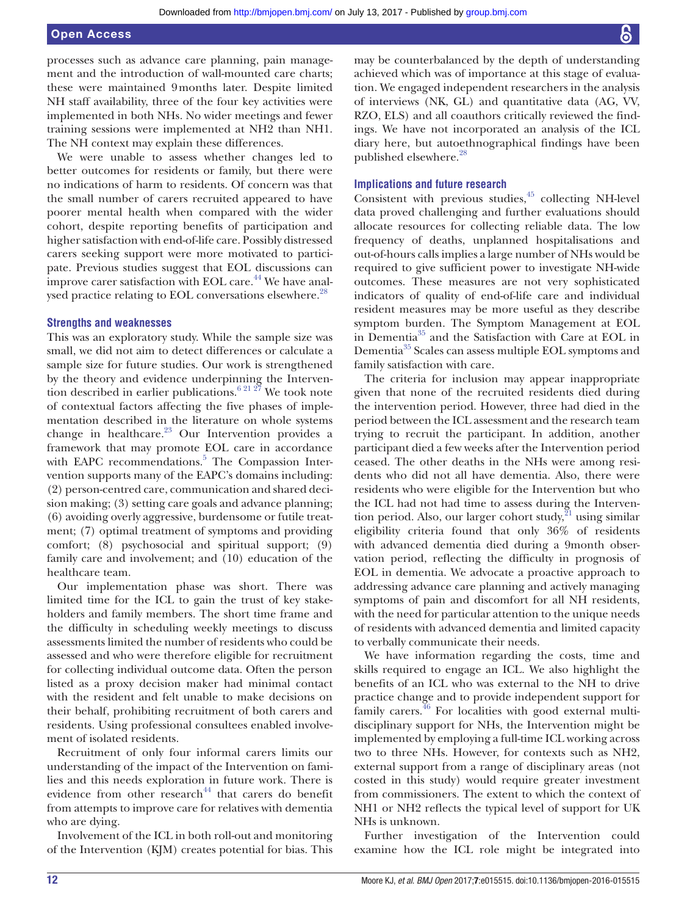processes such as advance care planning, pain management and the introduction of wall-mounted care charts; these were maintained 9 months later. Despite limited NH staff availability, three of the four key activities were implemented in both NHs. No wider meetings and fewer training sessions were implemented at NH2 than NH1. The NH context may explain these differences.

We were unable to assess whether changes led to better outcomes for residents or family, but there were no indications of harm to residents. Of concern was that the small number of carers recruited appeared to have poorer mental health when compared with the wider cohort, despite reporting benefits of participation and higher satisfaction with end-of-life care. Possibly distressed carers seeking support were more motivated to participate. Previous studies suggest that EOL discussions can improve carer satisfaction with EOL care.[44] We have analysed practice relating to EOL conversations elsewhere.[28]

### Strengths and weaknesses

This was an exploratory study. While the sample size was small, we did not aim to detect differences or calculate a sample size for future studies. Our work is strengthened by the theory and evidence underpinning the Intervention described in earlier publications.[6 21 27] We took note of contextual factors affecting the five phases of implementation described in the literature on whole systems change in healthcare.[23] Our Intervention provides a framework that may promote EOL care in accordance with EAPC recommendations.[5] The Compassion Intervention supports many of the EAPC's domains including: (2) person-centred care, communication and shared decision making; (3) setting care goals and advance planning; (6) avoiding overly aggressive, burdensome or futile treatment; (7) optimal treatment of symptoms and providing comfort; (8) psychosocial and spiritual support; (9) family care and involvement; and (10) education of the healthcare team.

Our implementation phase was short. There was limited time for the ICL to gain the trust of key stakeholders and family members. The short time frame and the difficulty in scheduling weekly meetings to discuss assessments limited the number of residents who could be assessed and who were therefore eligible for recruitment for collecting individual outcome data. Often the person listed as a proxy decision maker had minimal contact with the resident and felt unable to make decisions on their behalf, prohibiting recruitment of both carers and residents. Using professional consultees enabled involvement of isolated residents.

Recruitment of only four informal carers limits our understanding of the impact of the Intervention on families and this needs exploration in future work. There is evidence from other research[44] that carers do benefit from attempts to improve care for relatives with dementia who are dying.

Involvement of the ICL in both roll-out and monitoring of the Intervention (KJM) creates potential for bias. This may be counterbalanced by the depth of understanding achieved which was of importance at this stage of evaluation. We engaged independent researchers in the analysis of interviews (NK, GL) and quantitative data (AG, VV, RZO, ELS) and all coauthors critically reviewed the findings. We have not incorporated an analysis of the ICL diary here, but autoethnographical findings have been published elsewhere.[28]

### Implications and future research

Consistent with previous studies,[45] collecting NH-level data proved challenging and further evaluations should allocate resources for collecting reliable data. The low frequency of deaths, unplanned hospitalisations and out-of-hours calls implies a large number of NHs would be required to give sufficient power to investigate NH-wide outcomes. These measures are not very sophisticated indicators of quality of end-of-life care and individual resident measures may be more useful as they describe symptom burden. The Symptom Management at EOL in Dementia[35] and the Satisfaction with Care at EOL in Dementia[35] Scales can assess multiple EOL symptoms and family satisfaction with care.

The criteria for inclusion may appear inappropriate given that none of the recruited residents died during the intervention period. However, three had died in the period between the ICL assessment and the research team trying to recruit the participant. In addition, another participant died a few weeks after the Intervention period ceased. The other deaths in the NHs were among residents who did not all have dementia. Also, there were residents who were eligible for the Intervention but who the ICL had not had time to assess during the Intervention period. Also, our larger cohort study,[21] using similar eligibility criteria found that only 36% of residents with advanced dementia died during a 9month observation period, reflecting the difficulty in prognosis of EOL in dementia. We advocate a proactive approach to addressing advance care planning and actively managing symptoms of pain and discomfort for all NH residents, with the need for particular attention to the unique needs of residents with advanced dementia and limited capacity to verbally communicate their needs.

We have information regarding the costs, time and skills required to engage an ICL. We also highlight the benefits of an ICL who was external to the NH to drive practice change and to provide independent support for family carers.[46] For localities with good external multidisciplinary support for NHs, the Intervention might be implemented by employing a full-time ICL working across two to three NHs. However, for contexts such as NH2, external support from a range of disciplinary areas (not costed in this study) would require greater investment from commissioners. The extent to which the context of NH1 or NH2 reflects the typical level of support for UK NHs is unknown.

Further investigation of the Intervention could examine how the ICL role might be integrated into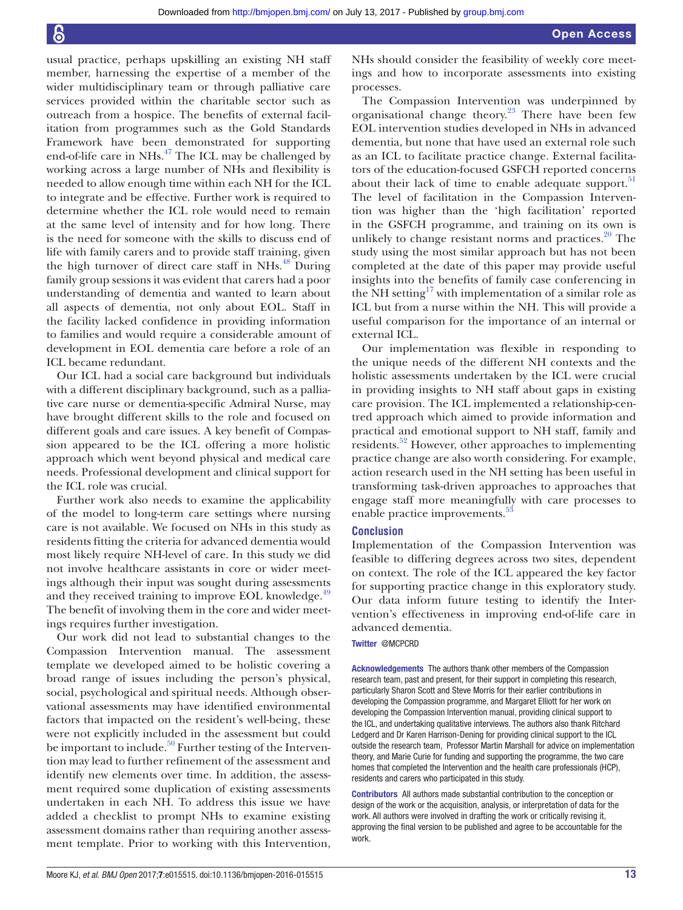usual practice, perhaps upskilling an existing NH staff member, harnessing the expertise of a member of the wider multidisciplinary team or through palliative care services provided within the charitable sector such as outreach from a hospice. The benefits of external facilitation from programmes such as the Gold Standards Framework have been demonstrated for supporting end-of-life care in NHs.[47] The ICL may be challenged by working across a large number of NHs and flexibility is needed to allow enough time within each NH for the ICL to integrate and be effective. Further work is required to determine whether the ICL role would need to remain at the same level of intensity and for how long. There is the need for someone with the skills to discuss end of life with family carers and to provide staff training, given the high turnover of direct care staff in NHs.[48] During family group sessions it was evident that carers had a poor understanding of dementia and wanted to learn about all aspects of dementia, not only about EOL. Staff in the facility lacked confidence in providing information to families and would require a considerable amount of development in EOL dementia care before a role of an ICL became redundant.

Our ICL had a social care background but individuals with a different disciplinary background, such as a palliative care nurse or dementia-specific Admiral Nurse, may have brought different skills to the role and focused on different goals and care issues. A key benefit of Compassion appeared to be the ICL offering a more holistic approach which went beyond physical and medical care needs. Professional development and clinical support for the ICL role was crucial.

Further work also needs to examine the applicability of the model to long-term care settings where nursing care is not available. We focused on NHs in this study as residents fitting the criteria for advanced dementia would most likely require NH-level of care. In this study we did not involve healthcare assistants in core or wider meetings although their input was sought during assessments and they received training to improve EOL knowledge.[49] The benefit of involving them in the core and wider meetings requires further investigation.

Our work did not lead to substantial changes to the Compassion Intervention manual. The assessment template we developed aimed to be holistic covering a broad range of issues including the person's physical, social, psychological and spiritual needs. Although observational assessments may have identified environmental factors that impacted on the resident's well-being, these were not explicitly included in the assessment but could be important to include.[50] Further testing of the Intervention may lead to further refinement of the assessment and identify new elements over time. In addition, the assessment required some duplication of existing assessments undertaken in each NH. To address this issue we have added a checklist to prompt NHs to examine existing assessment domains rather than requiring another assessment template. Prior to working with this Intervention, NHs should consider the feasibility of weekly core meetings and how to incorporate assessments into existing processes.

The Compassion Intervention was underpinned by organisational change theory.[23] There have been few EOL intervention studies developed in NHs in advanced dementia, but none that have used an external role such as an ICL to facilitate practice change. External facilitators of the education-focused GSFCH reported concerns about their lack of time to enable adequate support.[51] The level of facilitation in the Compassion Intervention was higher than the 'high facilitation' reported in the GSFCH programme, and training on its own is unlikely to change resistant norms and practices.[20] The study using the most similar approach but has not been completed at the date of this paper may provide useful insights into the benefits of family case conferencing in the NH setting[17] with implementation of a similar role as ICL but from a nurse within the NH. This will provide a useful comparison for the importance of an internal or external ICL.

Our implementation was flexible in responding to the unique needs of the different NH contexts and the holistic assessments undertaken by the ICL were crucial in providing insights to NH staff about gaps in existing care provision. The ICL implemented a relationship-centred approach which aimed to provide information and practical and emotional support to NH staff, family and residents.[52] However, other approaches to implementing practice change are also worth considering. For example, action research used in the NH setting has been useful in transforming task-driven approaches to approaches that engage staff more meaningfully with care processes to enable practice improvements.[53]

## Conclusion

Implementation of the Compassion Intervention was feasible to differing degrees across two sites, dependent on context. The role of the ICL appeared the key factor for supporting practice change in this exploratory study. Our data inform future testing to identify the Intervention's effectiveness in improving end-of-life care in advanced dementia.

**Twitter** @MCPCRD

**Acknowledgements** The authors thank other members of the Compassion research team, past and present, for their support in completing this research, particularly Sharon Scott and Steve Morris for their earlier contributions in developing the Compassion programme, and Margaret Elliott for her work on developing the Compassion Intervention manual, providing clinical support to the ICL, and undertaking qualitative interviews. The authors also thank Ritchard Ledgerd and Dr Karen Harrison-Dening for providing clinical support to the ICL outside the research team, Professor Martin Marshall for advice on implementation theory, and Marie Curie for funding and supporting the programme, the two care homes that completed the Intervention and the health care professionals (HCP), residents and carers who participated in this study.

**Contributors** All authors made substantial contribution to the conception or design of the work or the acquisition, analysis, or interpretation of data for the work. All authors were involved in drafting the work or critically revising it, approving the final version to be published and agree to be accountable for the work.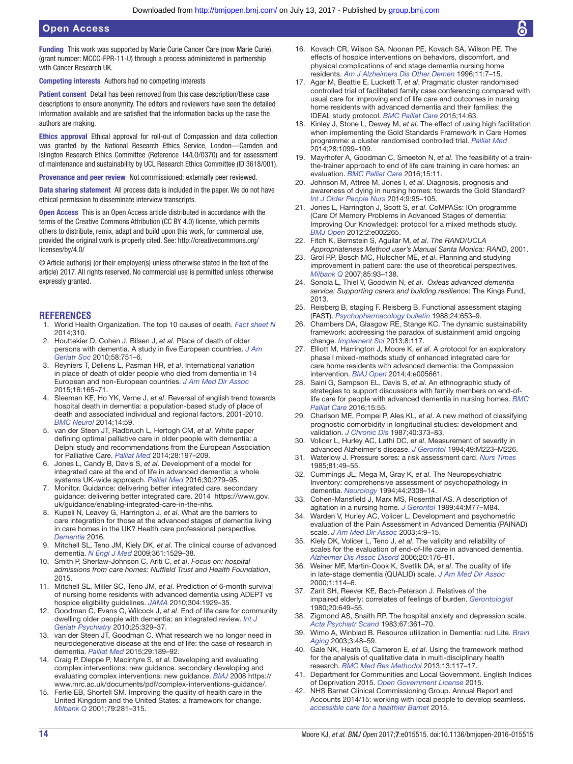**Funding** This work was supported by Marie Curie Cancer Care (now Marie Curie), (grant number: MCCC-FPR-11-U) through a process administered in partnership with Cancer Research UK.

**Competing interests** Authors had no competing interests

**Patient consent** Detail has been removed from this case description/these case descriptions to ensure anonymity. The editors and reviewers have seen the detailed information available and are satisfied that the information backs up the case the authors are making.

**Ethics approval** Ethical approval for roll-out of Compassion and data collection was granted by the National Research Ethics Service, London—Camden and Islington Research Ethics Committee (Reference 14/LO/0370) and for assessment of maintenance and sustainability by UCL Research Ethics Committee (ID 3618/001).

**Provenance and peer review** Not commissioned; externally peer reviewed.

**Data sharing statement** All process data is included in the paper. We do not have ethical permission to disseminate interview transcripts.

**Open Access** This is an Open Access article distributed in accordance with the terms of the Creative Commons Attribution (CC BY 4.0) license, which permits others to distribute, remix, adapt and build upon this work, for commercial use, provided the original work is properly cited. See: http://creativecommons.org/licenses/by/4.0/

© Article author(s) (or their employer(s) unless otherwise stated in the text of the article) 2017. All rights reserved. No commercial use is permitted unless otherwise expressly granted.

## REFERENCES

1. World Health Organization. The top 10 causes of death. *Fact sheet N* 2014;310.
2. Houttekier D, Cohen J, Bilsen J, *et al*. Place of death of older persons with dementia. A study in five European countries. *J Am Geriatr Soc* 2010;58:751–6.
3. Reyniers T, Deliens L, Pasman HR, *et al*. International variation in place of death of older people who died from dementia in 14 European and non-European countries. *J Am Med Dir Assoc* 2015;16:165–71.
4. Sleeman KE, Ho YK, Verne J, *et al*. Reversal of english trend towards hospital death in dementia: a population-based study of place of death and associated individual and regional factors, 2001-2010. *BMC Neurol* 2014;14:59.
5. van der Steen JT, Radbruch L, Hertogh CM, *et al*. White paper defining optimal palliative care in older people with dementia: a Delphi study and recommendations from the European Association for Palliative Care. *Palliat Med* 2014;28:197–209.
6. Jones L, Candy B, Davis S, *et al*. Development of a model for integrated care at the end of life in advanced dementia: a whole systems UK-wide approach. *Palliat Med* 2016;30:279–95.
7. Monitor. Guidance: delivering better integrated care. secondary guidance: delivering better integrated care. 2014 https://www.gov.uk/guidance/enabling-integrated-care-in-the-nhs.
8. Kupeli N, Leavey G, Harrington J, *et al*. What are the barriers to care integration for those at the advanced stages of dementia living in care homes in the UK? Health care professional perspective. *Dementia* 2016.
9. Mitchell SL, Teno JM, Kiely DK, *et al*. The clinical course of advanced dementia. *N Engl J Med* 2009;361:1529–38.
10. Smith P, Sherlaw-Johnson C, Ariti C, *et al*. *Focus on: hospital admissions from care homes: Nuffield Trust and Health Foundation*, 2015.
11. Mitchell SL, Miller SC, Teno JM, *et al*. Prediction of 6-month survival of nursing home residents with advanced dementia using ADEPT vs hospice eligibility guidelines. *JAMA* 2010;304:1929–35.
12. Goodman C, Evans C, Wilcock J, *et al*. End of life care for community dwelling older people with dementia: an integrated review. *Int J Geriatr Psychiatry* 2010;25:329–37.
13. van der Steen JT, Goodman C. What research we no longer need in neurodegenerative disease at the end of life: the case of research in dementia. *Palliat Med* 2015;29:189–92.
14. Craig P, Dieppe P, Macintyre S, *et al*. Developing and evaluating complex interventions: new guidance. secondary developing and evaluating complex interventions: new guidance. *BMJ* 2008 https://www.mrc.ac.uk/documents/pdf/complex-interventions-guidance/.
15. Ferlie EB, Shortell SM. Improving the quality of health care in the United Kingdom and the United States: a framework for change. *Milbank Q* 2001;79:281–315.
16. Kovach CR, Wilson SA, Noonan PE, Kovach SA, Wilson PE. The effects of hospice interventions on behaviors, discomfort, and physical complications of end stage dementia nursing home residents. *Am J Alzheimers Dis Other Demen* 1996;11:7–15.
17. Agar M, Beattie E, Luckett T, *et al*. Pragmatic cluster randomised controlled trial of facilitated family case conferencing compared with usual care for improving end of life care and outcomes in nursing home residents with advanced dementia and their families: the IDEAL study protocol. *BMC Palliat Care* 2015;14:63.
18. Kinley J, Stone L, Dewey M, *et al*. The effect of using high facilitation when implementing the Gold Standards Framework in Care Homes programme: a cluster randomised controlled trial. *Palliat Med* 2014;28:1099–109.
19. Mayrhofer A, Goodman C, Smeeton N, *et al*. The feasibility of a train-the-trainer approach to end of life care training in care homes: an evaluation. *BMC Palliat Care* 2016;15:11.
20. Johnson M, Attree M, Jones I, *et al*. Diagnosis, prognosis and awareness of dying in nursing homes: towards the Gold Standard? *Int J Older People Nurs* 2014;9:95–105.
21. Jones L, Harrington J, Scott S, *et al*. CoMPASs: IOn programme (Care Of Memory Problems in Advanced Stages of dementia: Improving Our Knowledge): protocol for a mixed methods study. *BMJ Open* 2012;2:e002265.
22. Fitch K, Bernstein S, Aguilar M, *et al*. *The RAND/UCLA Appropriateness Method user's Manual Santa Monica: RAND*, 2001.
23. Grol RP, Bosch MC, Hulscher ME, *et al*. Planning and studying improvement in patient care: the use of theoretical perspectives. *Milbank Q* 2007;85:93–138.
24. Sonola L, Thiel V, Goodwin N, *et al*. *Oxleas advanced dementia service: Supporting carers and building resilience*: The Kings Fund, 2013.
25. Reisberg B, staging F. Reisberg B. Functional assessment staging (FAST). *Psychopharmacology bulletin* 1988;24:653–9.
26. Chambers DA, Glasgow RE, Stange KC. The dynamic sustainability framework: addressing the paradox of sustainment amid ongoing change. *Implement Sci* 2013;8:117.
27. Elliott M, Harrington J, Moore K, *et al*. A protocol for an exploratory phase I mixed-methods study of enhanced integrated care for care home residents with advanced dementia: the Compassion intervention. *BMJ Open* 2014;4:e005661.
28. Saini G, Sampson EL, Davis S, *et al*. An ethnographic study of strategies to support discussions with family members on end-of-life care for people with advanced dementia in nursing homes. *BMC Palliat Care* 2016;15:55.
29. Charlson ME, Pompei P, Ales KL, *et al*. A new method of classifying prognostic comorbidity in longitudinal studies: development and validation. *J Chronic Dis* 1987;40:373–83.
30. Volicer L, Hurley AC, Lathi DC, *et al*. Measurement of severity in advanced Alzheimer's disease. *J Gerontol* 1994;49:M223–M226.
31. Waterlow J. Pressure sores: a risk assessment card. *Nurs Times* 1985;81:49–55.
32. Cummings JL, Mega M, Gray K, *et al*. The Neuropsychiatric Inventory: comprehensive assessment of psychopathology in dementia. *Neurology* 1994;44:2308–14.
33. Cohen-Mansfield J, Marx MS, Rosenthal AS. A description of agitation in a nursing home. *J Gerontol* 1989;44:M77–M84.
34. Warden V, Hurley AC, Volicer L. Development and psychometric evaluation of the Pain Assessment in Advanced Dementia (PAINAD) scale. *J Am Med Dir Assoc* 2003;4:9–15.
35. Kiely DK, Volicer L, Teno J, *et al*. The validity and reliability of scales for the evaluation of end-of-life care in advanced dementia. *Alzheimer Dis Assoc Disord* 2006;20:176–81.
36. Weiner MF, Martin-Cook K, Svetlik DA, *et al*. The quality of life in late-stage dementia (QUALID) scale. *J Am Med Dir Assoc* 2000;1:114–6.
37. Zarit SH, Reever KE, Bach-Peterson J. Relatives of the impaired elderly: correlates of feelings of burden. *Gerontologist* 1980;20:649–55.
38. Zigmond AS, Snaith RP. The hospital anxiety and depression scale. *Acta Psychiatr Scand* 1983;67:361–70.
39. Wimo A, Winblad B. Resource utilization in Dementia: rud Lite. *Brain Aging* 2003;3:48–59.
40. Gale NK, Heath G, Cameron E, *et al*. Using the framework method for the analysis of qualitative data in multi-disciplinary health research. *BMC Med Res Methodol* 2013;13:117–17.
41. Department for Communities and Local Government. English Indices of Deprivation 2015. *Open Government License* 2015.
42. NHS Barnet Clinical Commissioning Group. Annual Report and Accounts 2014/15: working with local people to develop seamless. *accessible care for a healthier Barnet* 2015.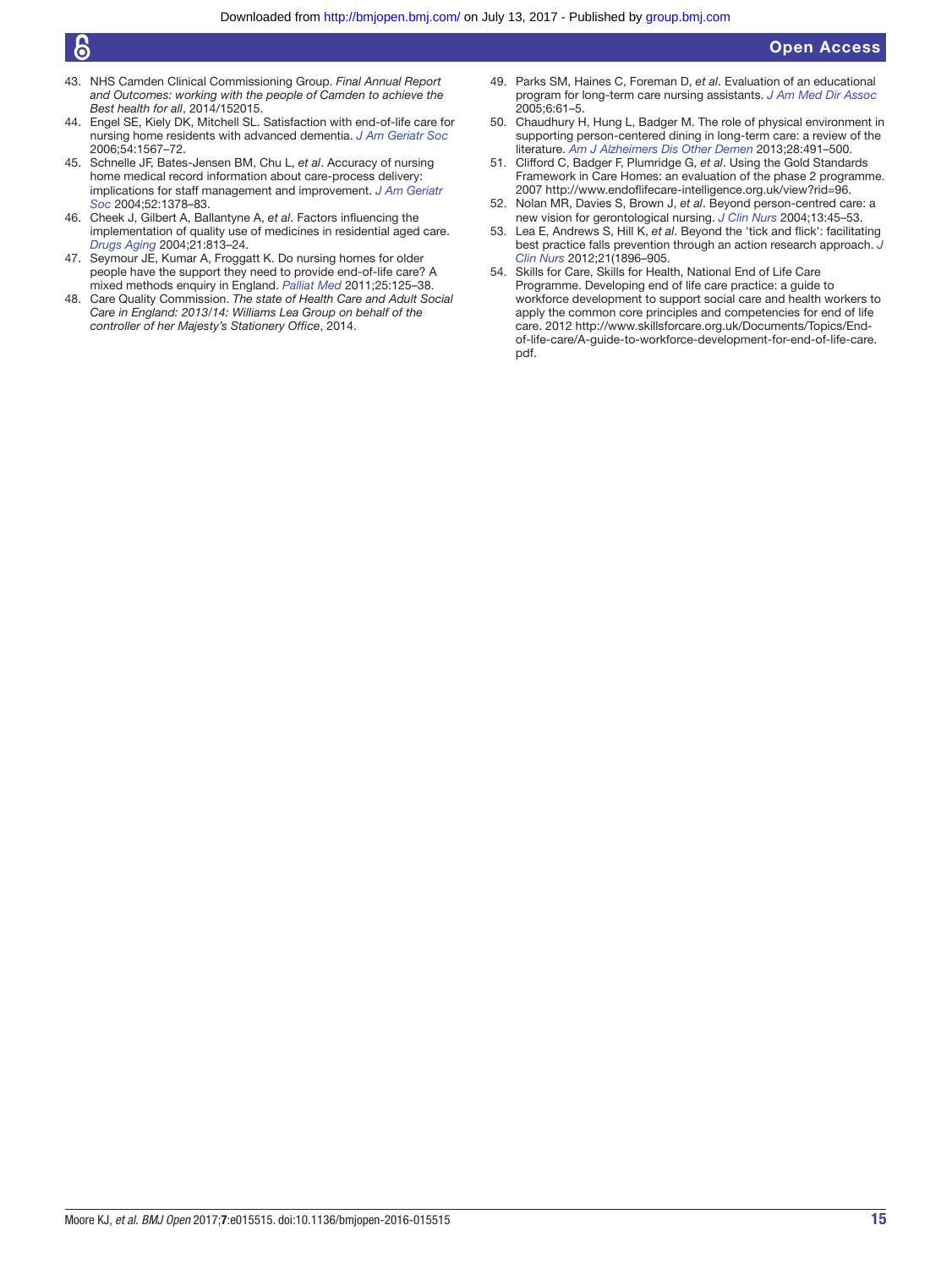43. NHS Camden Clinical Commissioning Group. *Final Annual Report and Outcomes: working with the people of Camden to achieve the Best health for all*, 2014/152015.
44. Engel SE, Kiely DK, Mitchell SL. Satisfaction with end-of-life care for nursing home residents with advanced dementia. *J Am Geriatr Soc* 2006;54:1567–72.
45. Schnelle JF, Bates-Jensen BM, Chu L, *et al*. Accuracy of nursing home medical record information about care-process delivery: implications for staff management and improvement. *J Am Geriatr Soc* 2004;52:1378–83.
46. Cheek J, Gilbert A, Ballantyne A, *et al*. Factors influencing the implementation of quality use of medicines in residential aged care. *Drugs Aging* 2004;21:813–24.
47. Seymour JE, Kumar A, Froggatt K. Do nursing homes for older people have the support they need to provide end-of-life care? A mixed methods enquiry in England. *Palliat Med* 2011;25:125–38.
48. Care Quality Commission. *The state of Health Care and Adult Social Care in England: 2013/14: Williams Lea Group on behalf of the controller of her Majesty's Stationery Office*, 2014.
49. Parks SM, Haines C, Foreman D, *et al*. Evaluation of an educational program for long-term care nursing assistants. *J Am Med Dir Assoc* 2005;6:61–5.
50. Chaudhury H, Hung L, Badger M. The role of physical environment in supporting person-centered dining in long-term care: a review of the literature. *Am J Alzheimers Dis Other Demen* 2013;28:491–500.
51. Clifford C, Badger F, Plumridge G, *et al*. Using the Gold Standards Framework in Care Homes: an evaluation of the phase 2 programme. 2007 http://www.endoflifecare-intelligence.org.uk/view?rid=96.
52. Nolan MR, Davies S, Brown J, *et al*. Beyond person-centred care: a new vision for gerontological nursing. *J Clin Nurs* 2004;13:45–53.
53. Lea E, Andrews S, Hill K, *et al*. Beyond the 'tick and flick': facilitating best practice falls prevention through an action research approach. *J Clin Nurs* 2012;21(1896–905.
54. Skills for Care, Skills for Health, National End of Life Care Programme. Developing end of life care practice: a guide to workforce development to support social care and health workers to apply the common core principles and competencies for end of life care. 2012 http://www.skillsforcare.org.uk/Documents/Topics/End-of-life-care/A-guide-to-workforce-development-for-end-of-life-care.pdf.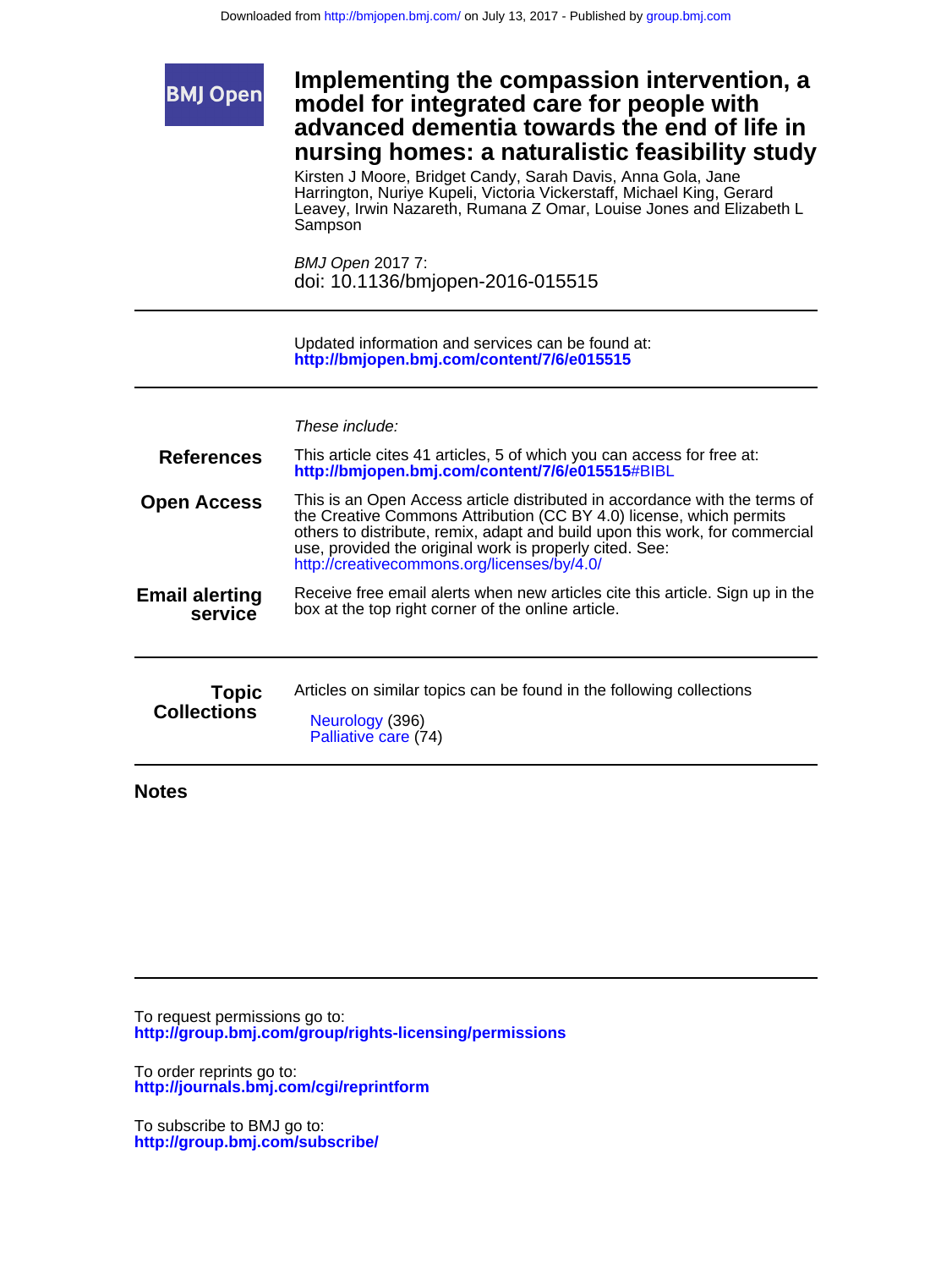Downloaded from http://bmjopen.bmj.com/ on July 13, 2017 - Published by group.bmj.com

BMJ Open

# Implementing the compassion intervention, a model for integrated care for people with advanced dementia towards the end of life in nursing homes: a naturalistic feasibility study

Kirsten J Moore, Bridget Candy, Sarah Davis, Anna Gola, Jane Harrington, Nuriye Kupeli, Victoria Vickerstaff, Michael King, Gerard Leavey, Irwin Nazareth, Rumana Z Omar, Louise Jones and Elizabeth L Sampson

*BMJ Open* 2017 7:
doi: 10.1136/bmjopen-2016-015515

Updated information and services can be found at:
**http://bmjopen.bmj.com/content/7/6/e015515**

*These include:*

**References**
This article cites 41 articles, 5 of which you can access for free at:
**http://bmjopen.bmj.com/content/7/6/e015515**#BIBL

**Open Access**
This is an Open Access article distributed in accordance with the terms of the Creative Commons Attribution (CC BY 4.0) license, which permits others to distribute, remix, adapt and build upon this work, for commercial use, provided the original work is properly cited. See: http://creativecommons.org/licenses/by/4.0/

**Email alerting service**
Receive free email alerts when new articles cite this article. Sign up in the box at the top right corner of the online article.

**Topic Collections**
Articles on similar topics can be found in the following collections

Neurology (396)
Palliative care (74)

## Notes

To request permissions go to:
**http://group.bmj.com/group/rights-licensing/permissions**

To order reprints go to:
**http://journals.bmj.com/cgi/reprintform**

To subscribe to BMJ go to:
**http://group.bmj.com/subscribe/**